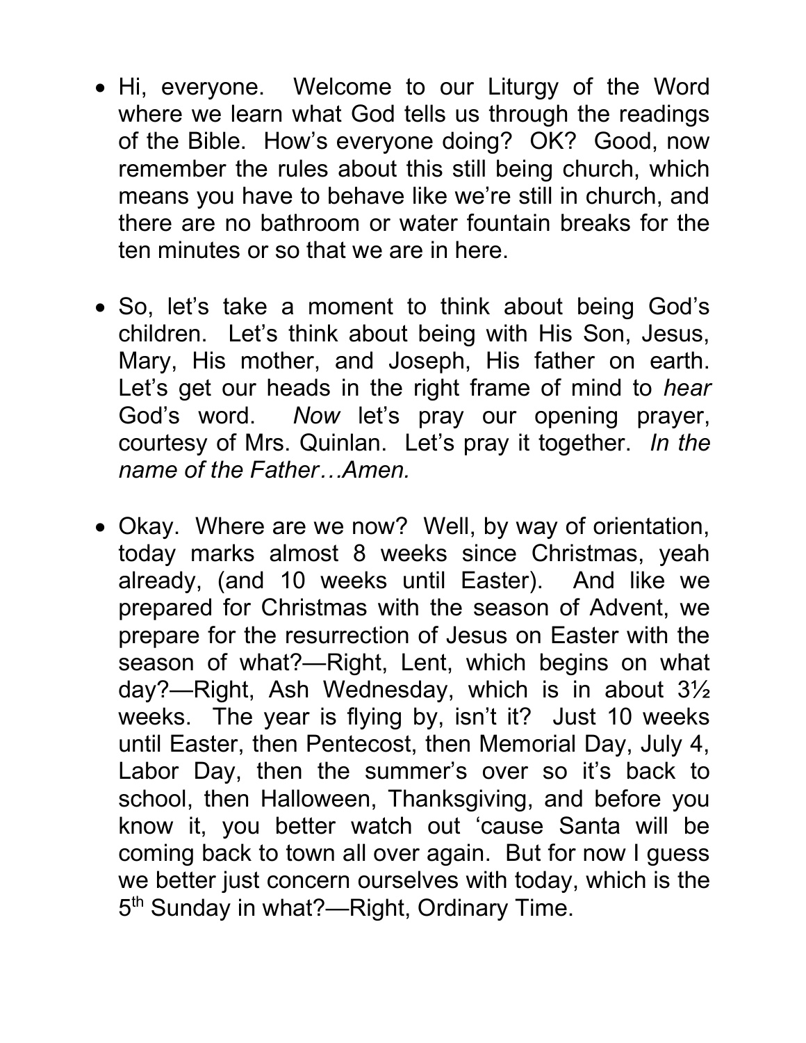- Hi, everyone. Welcome to our Liturgy of the Word where we learn what God tells us through the readings of the Bible. How's everyone doing? OK? Good, now remember the rules about this still being church, which means you have to behave like we're still in church, and there are no bathroom or water fountain breaks for the ten minutes or so that we are in here.

- So, let's take a moment to think about being God's children. Let's think about being with His Son, Jesus, Mary, His mother, and Joseph, His father on earth. Let's get our heads in the right frame of mind to *hear* God's word. *Now* let's pray our opening prayer, courtesy of Mrs. Quinlan. Let's pray it together. *In the name of the Father…Amen.*

- Okay. Where are we now? Well, by way of orientation, today marks almost 8 weeks since Christmas, yeah already, (and 10 weeks until Easter). And like we prepared for Christmas with the season of Advent, we prepare for the resurrection of Jesus on Easter with the season of what?—Right, Lent, which begins on what day?—Right, Ash Wednesday, which is in about 3½ weeks. The year is flying by, isn't it? Just 10 weeks until Easter, then Pentecost, then Memorial Day, July 4, Labor Day, then the summer's over so it's back to school, then Halloween, Thanksgiving, and before you know it, you better watch out 'cause Santa will be coming back to town all over again. But for now I guess we better just concern ourselves with today, which is the 5th Sunday in what?—Right, Ordinary Time.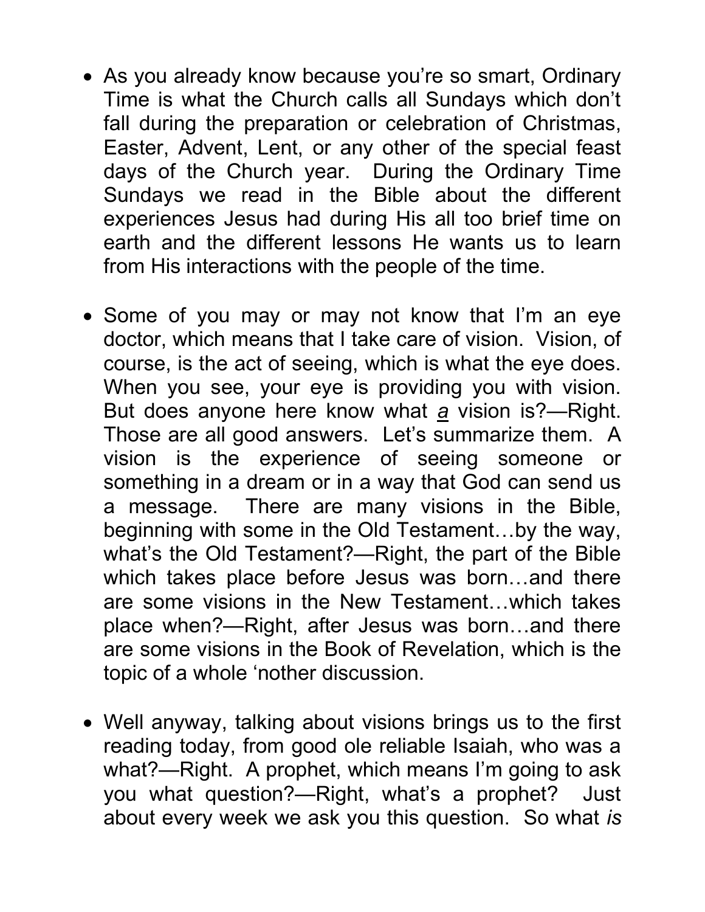- As you already know because you're so smart, Ordinary Time is what the Church calls all Sundays which don't fall during the preparation or celebration of Christmas, Easter, Advent, Lent, or any other of the special feast days of the Church year. During the Ordinary Time Sundays we read in the Bible about the different experiences Jesus had during His all too brief time on earth and the different lessons He wants us to learn from His interactions with the people of the time.

- Some of you may or may not know that I'm an eye doctor, which means that I take care of vision. Vision, of course, is the act of seeing, which is what the eye does. When you see, your eye is providing you with vision. But does anyone here know what ***a*** vision is?—Right. Those are all good answers. Let's summarize them. A vision is the experience of seeing someone or something in a dream or in a way that God can send us a message. There are many visions in the Bible, beginning with some in the Old Testament…by the way, what's the Old Testament?—Right, the part of the Bible which takes place before Jesus was born…and there are some visions in the New Testament…which takes place when?—Right, after Jesus was born…and there are some visions in the Book of Revelation, which is the topic of a whole 'nother discussion.

- Well anyway, talking about visions brings us to the first reading today, from good ole reliable Isaiah, who was a what?—Right. A prophet, which means I'm going to ask you what question?—Right, what's a prophet? Just about every week we ask you this question. So what *is*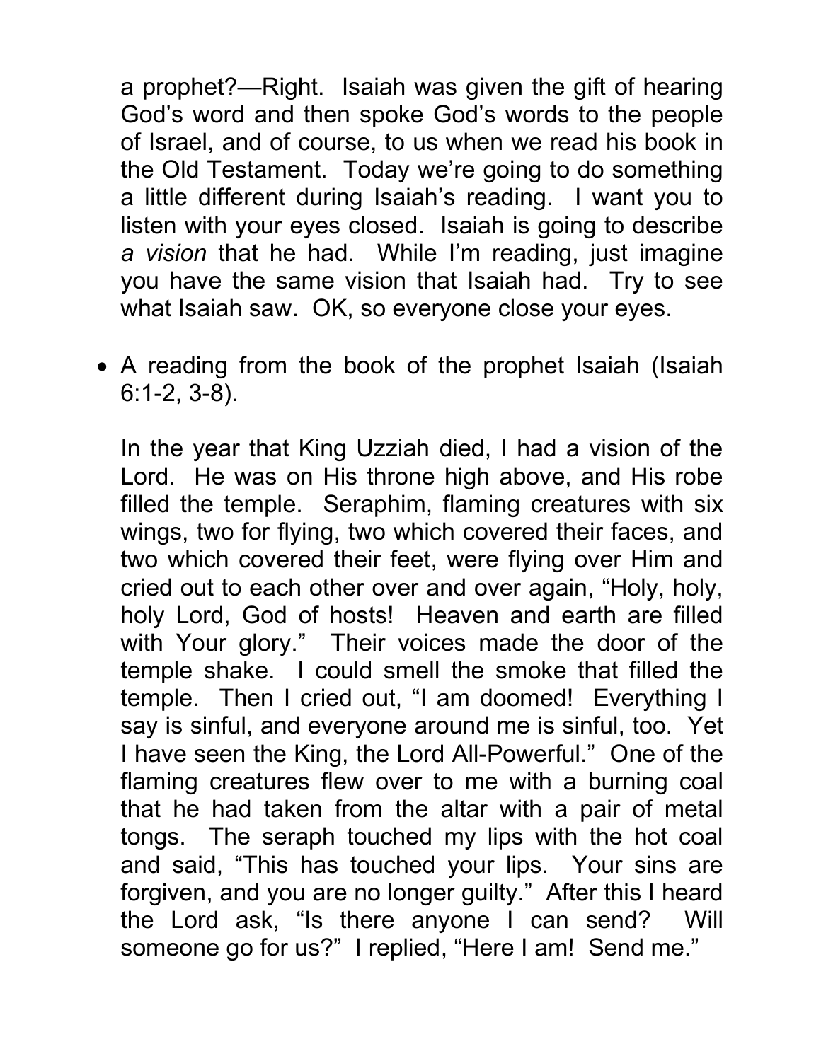a prophet?—Right. Isaiah was given the gift of hearing God's word and then spoke God's words to the people of Israel, and of course, to us when we read his book in the Old Testament. Today we're going to do something a little different during Isaiah's reading. I want you to listen with your eyes closed. Isaiah is going to describe *a vision* that he had. While I'm reading, just imagine you have the same vision that Isaiah had. Try to see what Isaiah saw. OK, so everyone close your eyes.

- A reading from the book of the prophet Isaiah (Isaiah 6:1-2, 3-8).

  In the year that King Uzziah died, I had a vision of the Lord. He was on His throne high above, and His robe filled the temple. Seraphim, flaming creatures with six wings, two for flying, two which covered their faces, and two which covered their feet, were flying over Him and cried out to each other over and over again, "Holy, holy, holy Lord, God of hosts! Heaven and earth are filled with Your glory." Their voices made the door of the temple shake. I could smell the smoke that filled the temple. Then I cried out, "I am doomed! Everything I say is sinful, and everyone around me is sinful, too. Yet I have seen the King, the Lord All-Powerful." One of the flaming creatures flew over to me with a burning coal that he had taken from the altar with a pair of metal tongs. The seraph touched my lips with the hot coal and said, "This has touched your lips. Your sins are forgiven, and you are no longer guilty." After this I heard the Lord ask, "Is there anyone I can send? Will someone go for us?" I replied, "Here I am! Send me."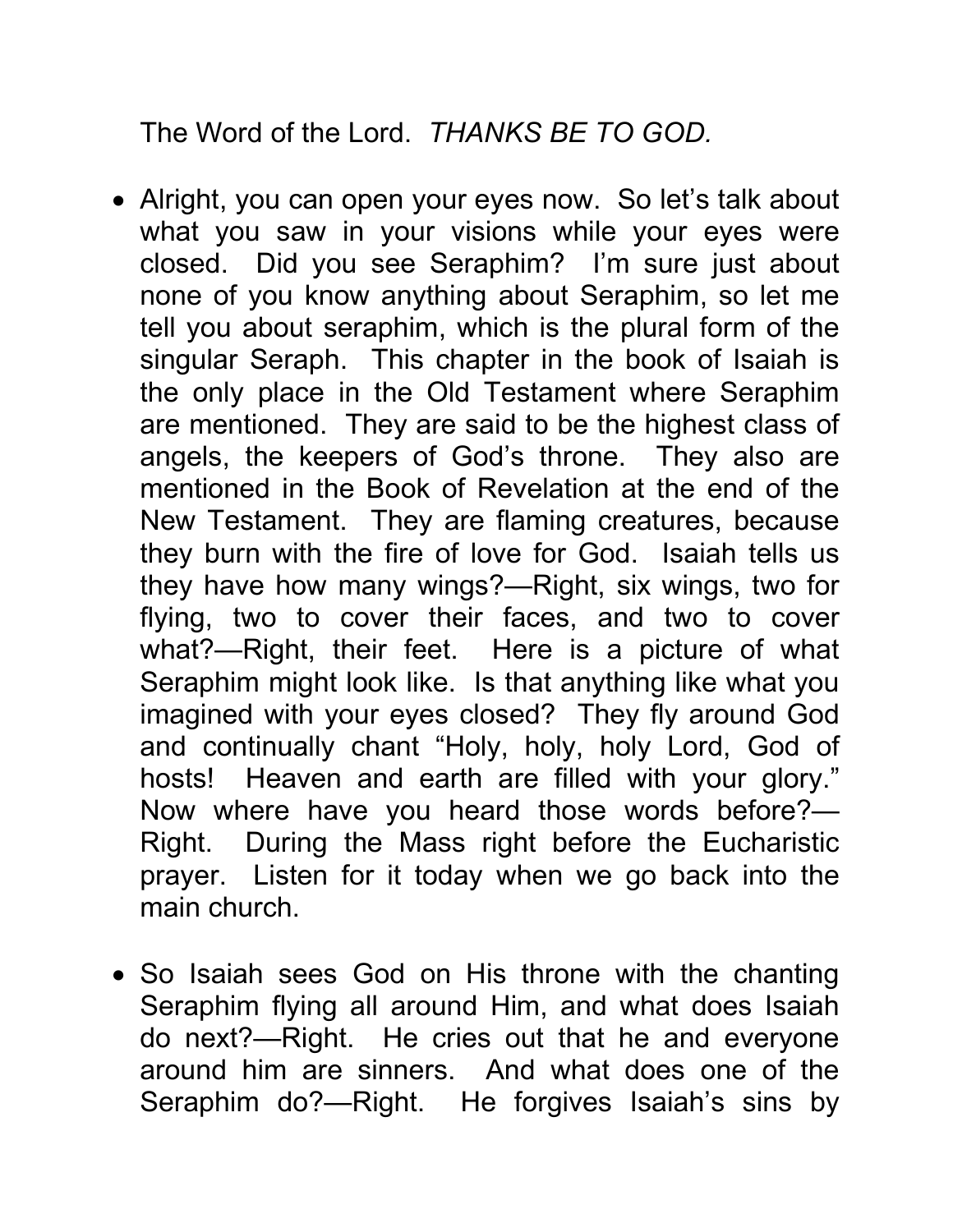The Word of the Lord. *THANKS BE TO GOD.*

- Alright, you can open your eyes now. So let's talk about what you saw in your visions while your eyes were closed. Did you see Seraphim? I'm sure just about none of you know anything about Seraphim, so let me tell you about seraphim, which is the plural form of the singular Seraph. This chapter in the book of Isaiah is the only place in the Old Testament where Seraphim are mentioned. They are said to be the highest class of angels, the keepers of God's throne. They also are mentioned in the Book of Revelation at the end of the New Testament. They are flaming creatures, because they burn with the fire of love for God. Isaiah tells us they have how many wings?—Right, six wings, two for flying, two to cover their faces, and two to cover what?—Right, their feet. Here is a picture of what Seraphim might look like. Is that anything like what you imagined with your eyes closed? They fly around God and continually chant "Holy, holy, holy Lord, God of hosts! Heaven and earth are filled with your glory." Now where have you heard those words before?—Right. During the Mass right before the Eucharistic prayer. Listen for it today when we go back into the main church.

- So Isaiah sees God on His throne with the chanting Seraphim flying all around Him, and what does Isaiah do next?—Right. He cries out that he and everyone around him are sinners. And what does one of the Seraphim do?—Right. He forgives Isaiah's sins by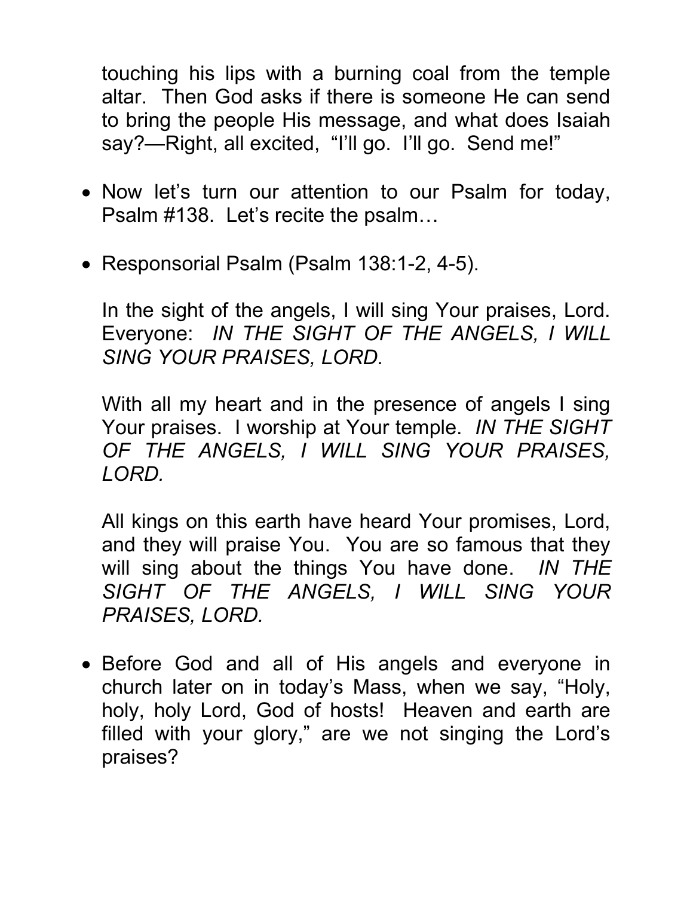touching his lips with a burning coal from the temple altar. Then God asks if there is someone He can send to bring the people His message, and what does Isaiah say?—Right, all excited, "I'll go. I'll go. Send me!"

- Now let's turn our attention to our Psalm for today, Psalm #138. Let's recite the psalm…

- Responsorial Psalm (Psalm 138:1-2, 4-5).

  In the sight of the angels, I will sing Your praises, Lord. Everyone: *IN THE SIGHT OF THE ANGELS, I WILL SING YOUR PRAISES, LORD.*

  With all my heart and in the presence of angels I sing Your praises. I worship at Your temple. *IN THE SIGHT OF THE ANGELS, I WILL SING YOUR PRAISES, LORD.*

  All kings on this earth have heard Your promises, Lord, and they will praise You. You are so famous that they will sing about the things You have done. *IN THE SIGHT OF THE ANGELS, I WILL SING YOUR PRAISES, LORD.*

- Before God and all of His angels and everyone in church later on in today's Mass, when we say, "Holy, holy, holy Lord, God of hosts! Heaven and earth are filled with your glory," are we not singing the Lord's praises?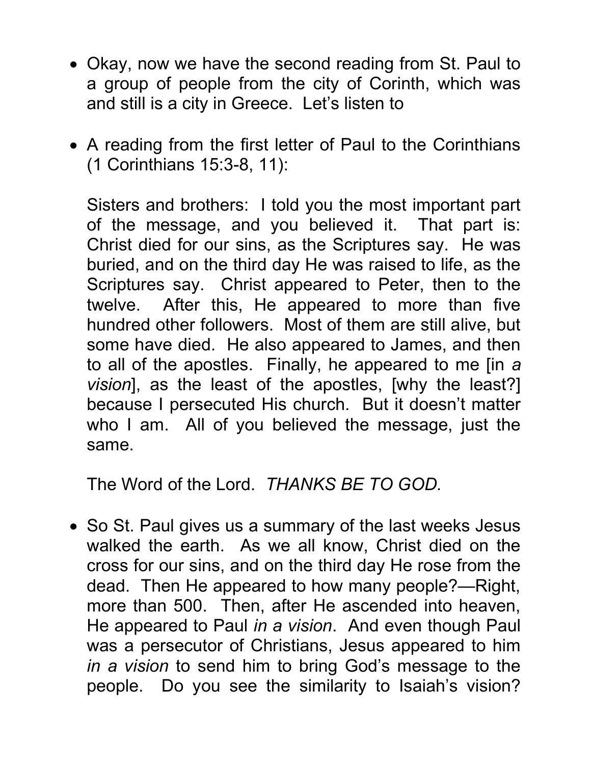- Okay, now we have the second reading from St. Paul to a group of people from the city of Corinth, which was and still is a city in Greece. Let's listen to

- A reading from the first letter of Paul to the Corinthians (1 Corinthians 15:3-8, 11):

  Sisters and brothers: I told you the most important part of the message, and you believed it. That part is: Christ died for our sins, as the Scriptures say. He was buried, and on the third day He was raised to life, as the Scriptures say. Christ appeared to Peter, then to the twelve. After this, He appeared to more than five hundred other followers. Most of them are still alive, but some have died. He also appeared to James, and then to all of the apostles. Finally, he appeared to me [in *a vision*], as the least of the apostles, [why the least?] because I persecuted His church. But it doesn't matter who I am. All of you believed the message, just the same.

  The Word of the Lord. *THANKS BE TO GOD.*

- So St. Paul gives us a summary of the last weeks Jesus walked the earth. As we all know, Christ died on the cross for our sins, and on the third day He rose from the dead. Then He appeared to how many people?—Right, more than 500. Then, after He ascended into heaven, He appeared to Paul *in a vision*. And even though Paul was a persecutor of Christians, Jesus appeared to him *in a vision* to send him to bring God's message to the people. Do you see the similarity to Isaiah's vision?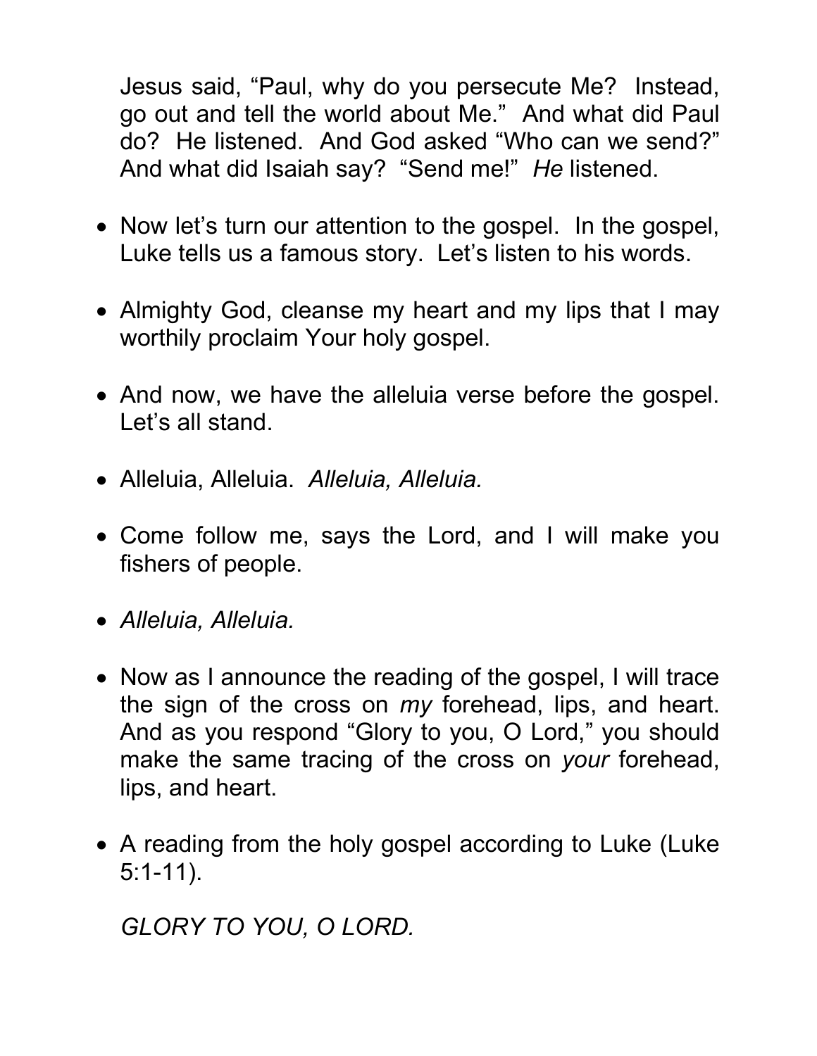Jesus said, "Paul, why do you persecute Me? Instead, go out and tell the world about Me." And what did Paul do? He listened. And God asked "Who can we send?" And what did Isaiah say? "Send me!" *He* listened.

- Now let's turn our attention to the gospel. In the gospel, Luke tells us a famous story. Let's listen to his words.

- Almighty God, cleanse my heart and my lips that I may worthily proclaim Your holy gospel.

- And now, we have the alleluia verse before the gospel. Let's all stand.

- Alleluia, Alleluia. *Alleluia, Alleluia.*

- Come follow me, says the Lord, and I will make you fishers of people.

- *Alleluia, Alleluia.*

- Now as I announce the reading of the gospel, I will trace the sign of the cross on *my* forehead, lips, and heart. And as you respond "Glory to you, O Lord," you should make the same tracing of the cross on *your* forehead, lips, and heart.

- A reading from the holy gospel according to Luke (Luke 5:1-11).

  *GLORY TO YOU, O LORD.*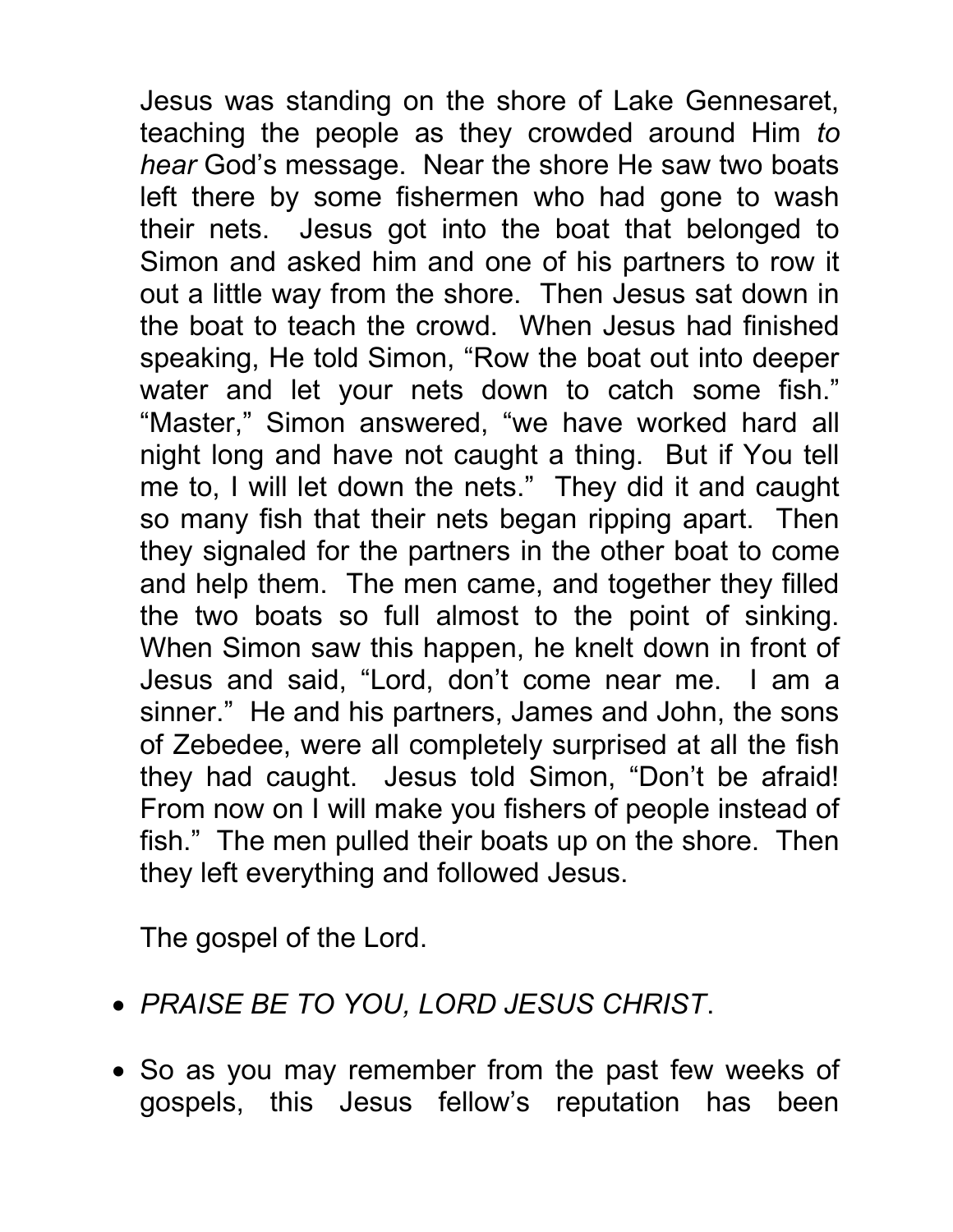Jesus was standing on the shore of Lake Gennesaret, teaching the people as they crowded around Him *to hear* God's message. Near the shore He saw two boats left there by some fishermen who had gone to wash their nets. Jesus got into the boat that belonged to Simon and asked him and one of his partners to row it out a little way from the shore. Then Jesus sat down in the boat to teach the crowd. When Jesus had finished speaking, He told Simon, "Row the boat out into deeper water and let your nets down to catch some fish." "Master," Simon answered, "we have worked hard all night long and have not caught a thing. But if You tell me to, I will let down the nets." They did it and caught so many fish that their nets began ripping apart. Then they signaled for the partners in the other boat to come and help them. The men came, and together they filled the two boats so full almost to the point of sinking. When Simon saw this happen, he knelt down in front of Jesus and said, "Lord, don't come near me. I am a sinner." He and his partners, James and John, the sons of Zebedee, were all completely surprised at all the fish they had caught. Jesus told Simon, "Don't be afraid! From now on I will make you fishers of people instead of fish." The men pulled their boats up on the shore. Then they left everything and followed Jesus.

The gospel of the Lord.

- *PRAISE BE TO YOU, LORD JESUS CHRIST*.
- So as you may remember from the past few weeks of gospels, this Jesus fellow's reputation has been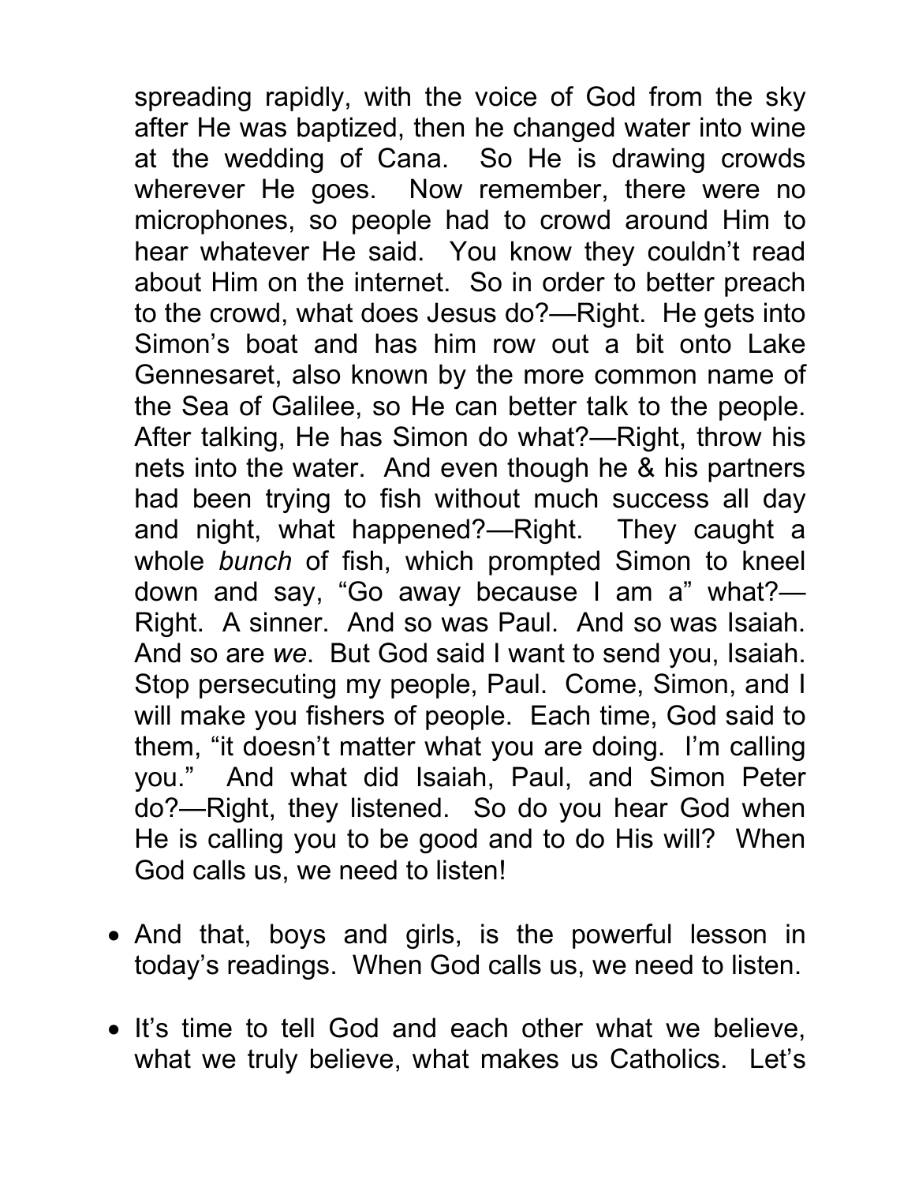spreading rapidly, with the voice of God from the sky after He was baptized, then he changed water into wine at the wedding of Cana. So He is drawing crowds wherever He goes. Now remember, there were no microphones, so people had to crowd around Him to hear whatever He said. You know they couldn't read about Him on the internet. So in order to better preach to the crowd, what does Jesus do?—Right. He gets into Simon's boat and has him row out a bit onto Lake Gennesaret, also known by the more common name of the Sea of Galilee, so He can better talk to the people. After talking, He has Simon do what?—Right, throw his nets into the water. And even though he & his partners had been trying to fish without much success all day and night, what happened?—Right. They caught a whole *bunch* of fish, which prompted Simon to kneel down and say, "Go away because I am a" what?—Right. A sinner. And so was Paul. And so was Isaiah. And so are *we*. But God said I want to send you, Isaiah. Stop persecuting my people, Paul. Come, Simon, and I will make you fishers of people. Each time, God said to them, "it doesn't matter what you are doing. I'm calling you." And what did Isaiah, Paul, and Simon Peter do?—Right, they listened. So do you hear God when He is calling you to be good and to do His will? When God calls us, we need to listen!

- And that, boys and girls, is the powerful lesson in today's readings. When God calls us, we need to listen.

- It's time to tell God and each other what we believe, what we truly believe, what makes us Catholics. Let's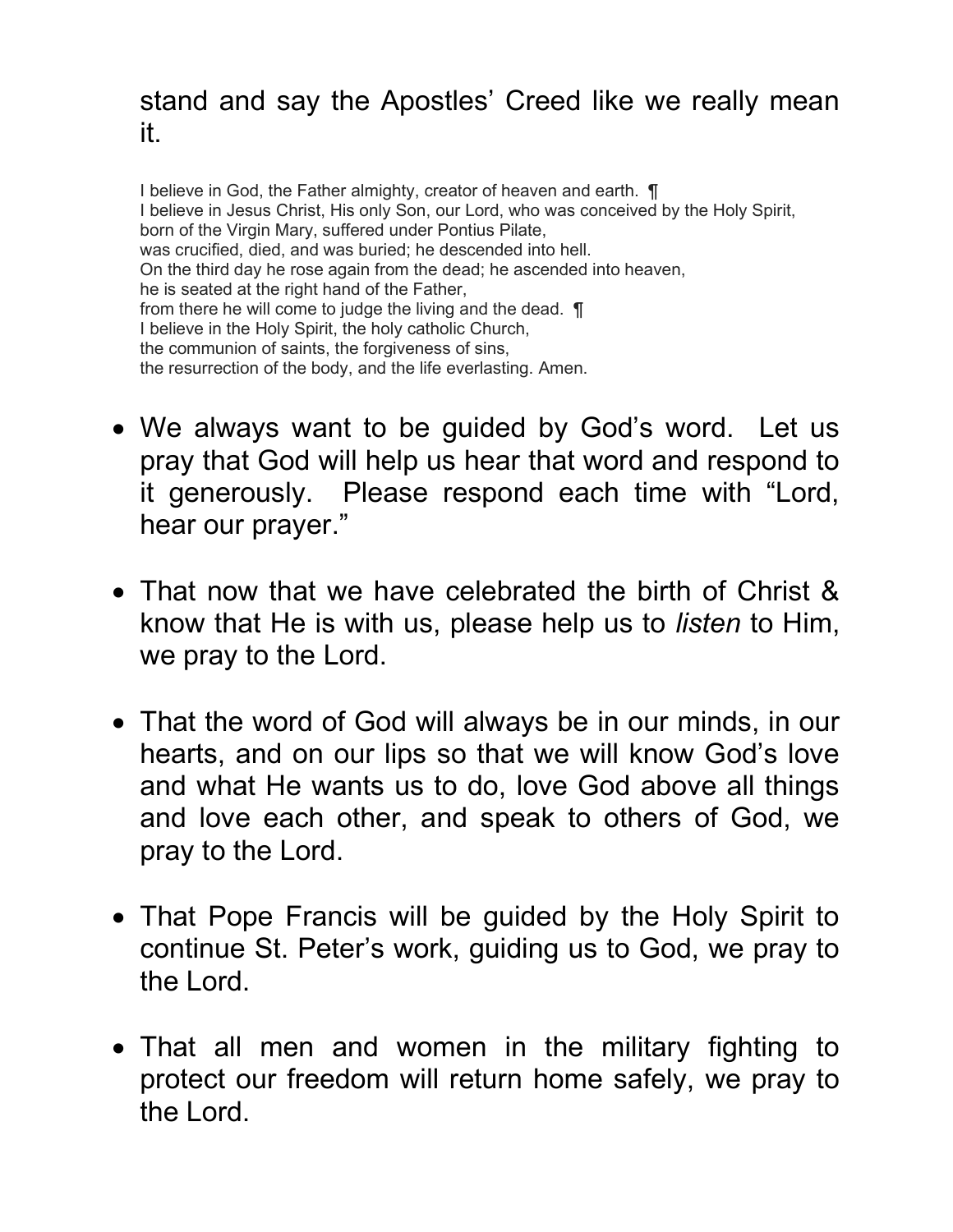stand and say the Apostles' Creed like we really mean it.

I believe in God, the Father almighty, creator of heaven and earth. ¶
I believe in Jesus Christ, His only Son, our Lord, who was conceived by the Holy Spirit,
born of the Virgin Mary, suffered under Pontius Pilate,
was crucified, died, and was buried; he descended into hell.
On the third day he rose again from the dead; he ascended into heaven,
he is seated at the right hand of the Father,
from there he will come to judge the living and the dead. ¶
I believe in the Holy Spirit, the holy catholic Church,
the communion of saints, the forgiveness of sins,
the resurrection of the body, and the life everlasting. Amen.

- We always want to be guided by God's word. Let us pray that God will help us hear that word and respond to it generously. Please respond each time with "Lord, hear our prayer."

- That now that we have celebrated the birth of Christ & know that He is with us, please help us to *listen* to Him, we pray to the Lord.

- That the word of God will always be in our minds, in our hearts, and on our lips so that we will know God's love and what He wants us to do, love God above all things and love each other, and speak to others of God, we pray to the Lord.

- That Pope Francis will be guided by the Holy Spirit to continue St. Peter's work, guiding us to God, we pray to the Lord.

- That all men and women in the military fighting to protect our freedom will return home safely, we pray to the Lord.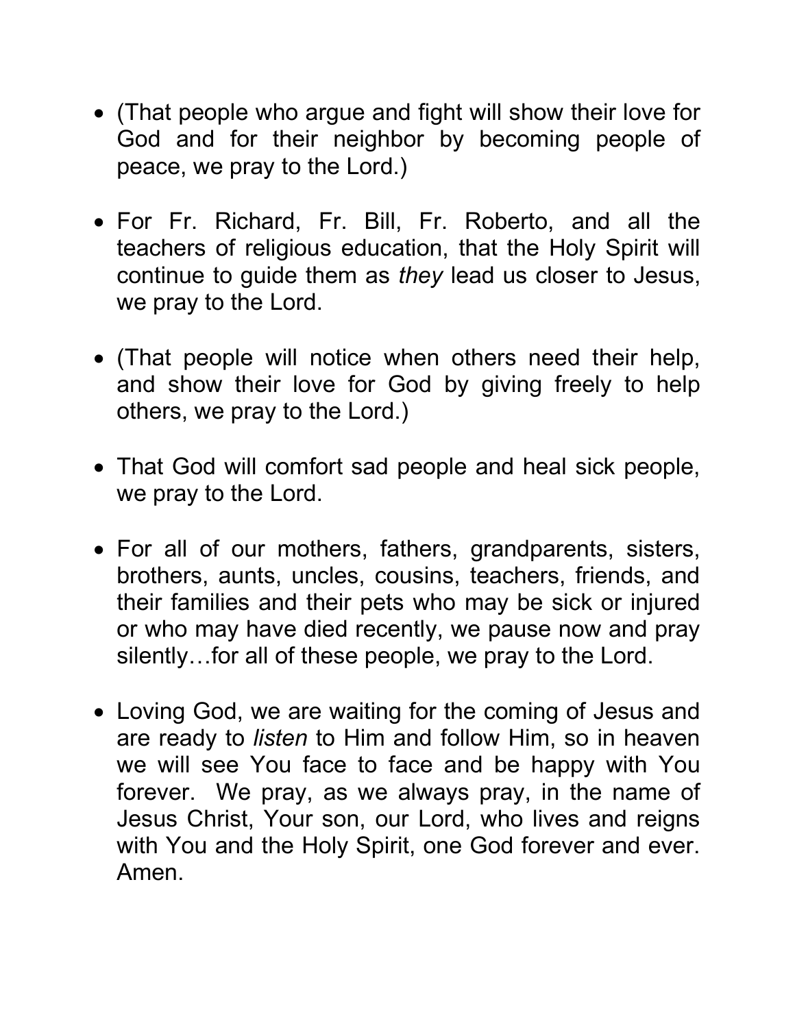- (That people who argue and fight will show their love for God and for their neighbor by becoming people of peace, we pray to the Lord.)

- For Fr. Richard, Fr. Bill, Fr. Roberto, and all the teachers of religious education, that the Holy Spirit will continue to guide them as *they* lead us closer to Jesus, we pray to the Lord.

- (That people will notice when others need their help, and show their love for God by giving freely to help others, we pray to the Lord.)

- That God will comfort sad people and heal sick people, we pray to the Lord.

- For all of our mothers, fathers, grandparents, sisters, brothers, aunts, uncles, cousins, teachers, friends, and their families and their pets who may be sick or injured or who may have died recently, we pause now and pray silently…for all of these people, we pray to the Lord.

- Loving God, we are waiting for the coming of Jesus and are ready to *listen* to Him and follow Him, so in heaven we will see You face to face and be happy with You forever. We pray, as we always pray, in the name of Jesus Christ, Your son, our Lord, who lives and reigns with You and the Holy Spirit, one God forever and ever. Amen.